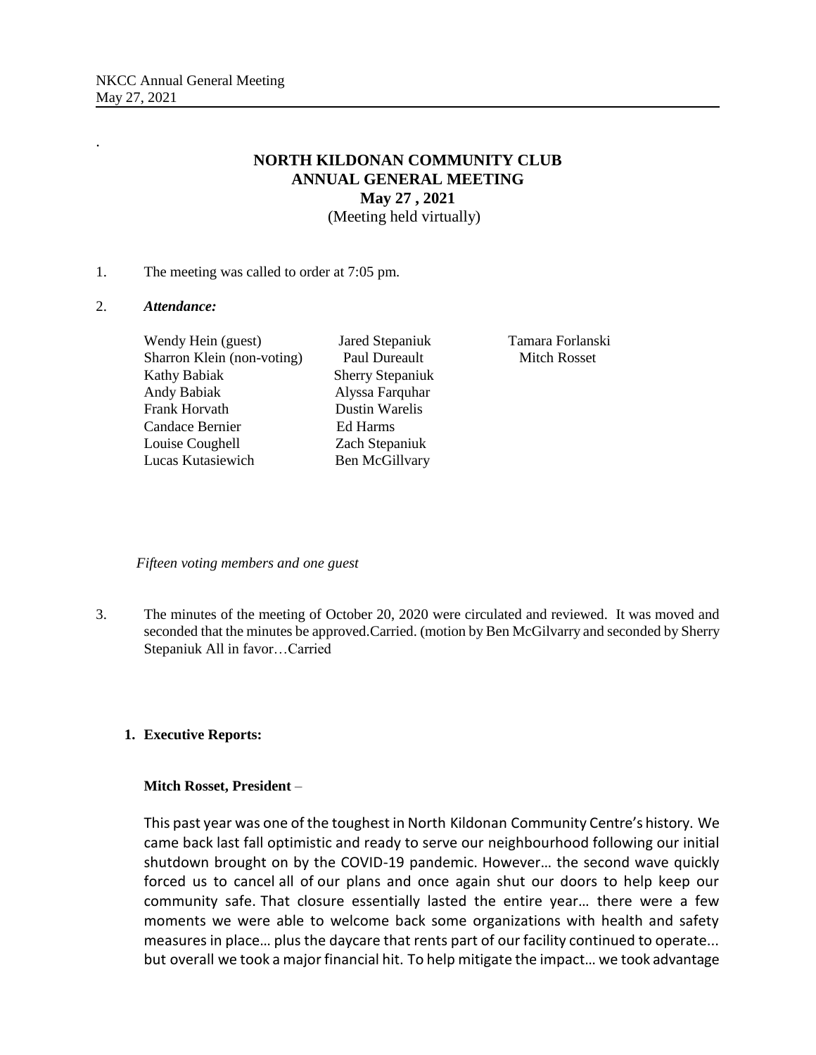.

# NORTH KILDONAN COMMUNITY CLUB
## ANNUAL GENERAL MEETING
### May 27 , 2021
(Meeting held virtually)

1. The meeting was called to order at 7:05 pm.

2. ***Attendance:***

| | | |
|---|---|---|
| Wendy Hein (guest) | Jared Stepaniuk | Tamara Forlanski |
| Sharron Klein (non-voting) | Paul Dureault | Mitch Rosset |
| Kathy Babiak | Sherry Stepaniuk | |
| Andy Babiak | Alyssa Farquhar | |
| Frank Horvath | Dustin Warelis | |
| Candace Bernier | Ed Harms | |
| Louise Coughell | Zach Stepaniuk | |
| Lucas Kutasiewich | Ben McGillvary | |

*Fifteen voting members and one guest*

3. The minutes of the meeting of October 20, 2020 were circulated and reviewed. It was moved and seconded that the minutes be approved.Carried. (motion by Ben McGilvarry and seconded by Sherry Stepaniuk All in favor…Carried

1. **Executive Reports:**

**Mitch Rosset, President** –

This past year was one of the toughest in North Kildonan Community Centre's history. We came back last fall optimistic and ready to serve our neighbourhood following our initial shutdown brought on by the COVID-19 pandemic. However… the second wave quickly forced us to cancel all of our plans and once again shut our doors to help keep our community safe. That closure essentially lasted the entire year… there were a few moments we were able to welcome back some organizations with health and safety measures in place… plus the daycare that rents part of our facility continued to operate... but overall we took a major financial hit. To help mitigate the impact… we took advantage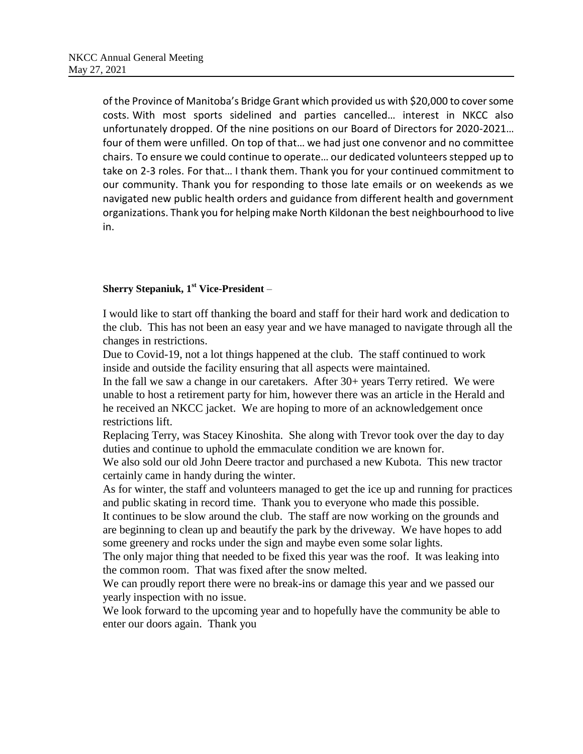of the Province of Manitoba's Bridge Grant which provided us with $20,000 to cover some costs. With most sports sidelined and parties cancelled… interest in NKCC also unfortunately dropped. Of the nine positions on our Board of Directors for 2020-2021… four of them were unfilled. On top of that… we had just one convenor and no committee chairs. To ensure we could continue to operate… our dedicated volunteers stepped up to take on 2-3 roles. For that… I thank them. Thank you for your continued commitment to our community. Thank you for responding to those late emails or on weekends as we navigated new public health orders and guidance from different health and government organizations. Thank you for helping make North Kildonan the best neighbourhood to live in.

**Sherry Stepaniuk, 1st Vice-President** –

I would like to start off thanking the board and staff for their hard work and dedication to the club. This has not been an easy year and we have managed to navigate through all the changes in restrictions.

Due to Covid-19, not a lot things happened at the club. The staff continued to work inside and outside the facility ensuring that all aspects were maintained.

In the fall we saw a change in our caretakers. After 30+ years Terry retired. We were unable to host a retirement party for him, however there was an article in the Herald and he received an NKCC jacket. We are hoping to more of an acknowledgement once restrictions lift.

Replacing Terry, was Stacey Kinoshita. She along with Trevor took over the day to day duties and continue to uphold the emmaculate condition we are known for.

We also sold our old John Deere tractor and purchased a new Kubota. This new tractor certainly came in handy during the winter.

As for winter, the staff and volunteers managed to get the ice up and running for practices and public skating in record time. Thank you to everyone who made this possible.

It continues to be slow around the club. The staff are now working on the grounds and are beginning to clean up and beautify the park by the driveway. We have hopes to add some greenery and rocks under the sign and maybe even some solar lights.

The only major thing that needed to be fixed this year was the roof. It was leaking into the common room. That was fixed after the snow melted.

We can proudly report there were no break-ins or damage this year and we passed our yearly inspection with no issue.

We look forward to the upcoming year and to hopefully have the community be able to enter our doors again. Thank you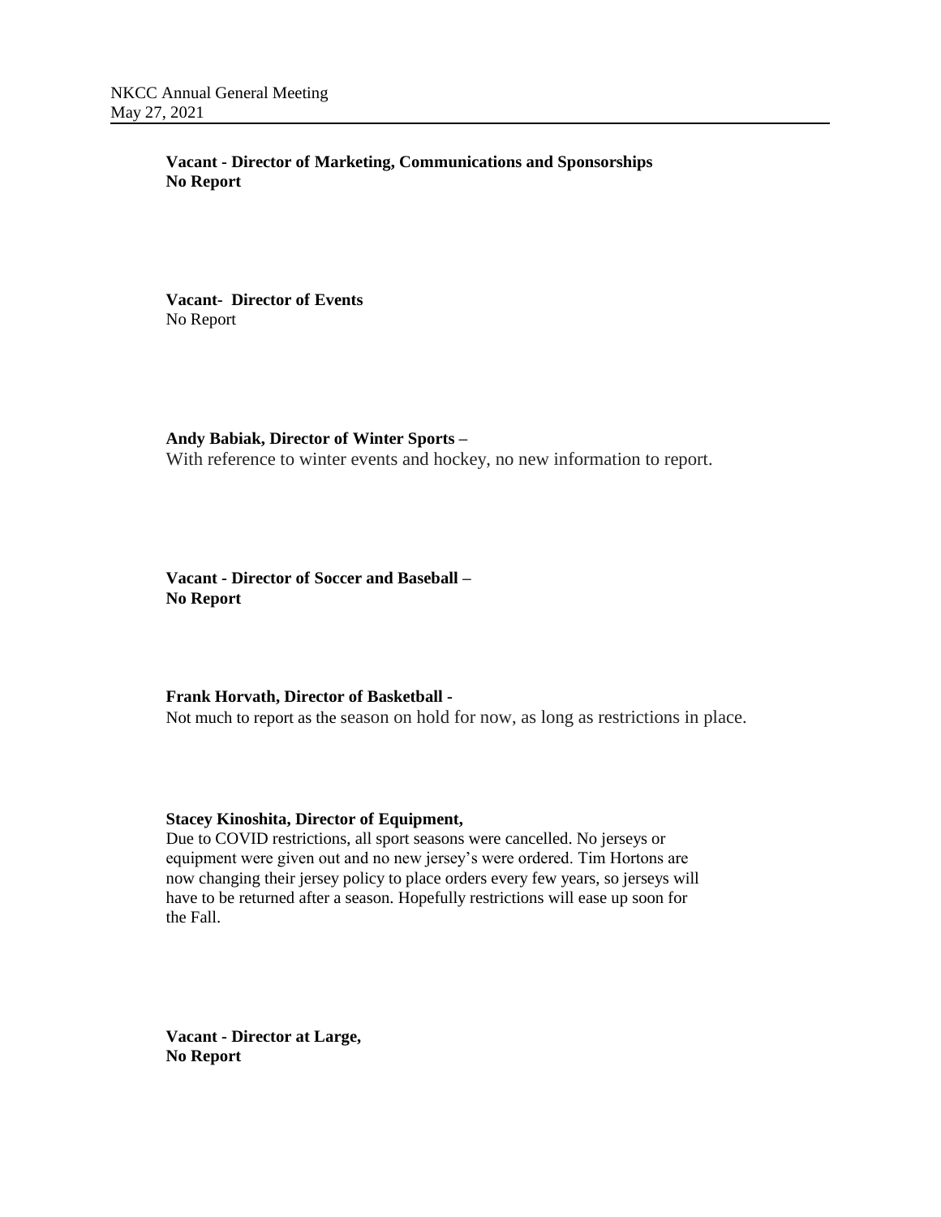**Vacant - Director of Marketing, Communications and Sponsorships**
**No Report**

**Vacant- Director of Events**
No Report

**Andy Babiak, Director of Winter Sports –**
With reference to winter events and hockey, no new information to report.

**Vacant - Director of Soccer and Baseball –**
**No Report**

**Frank Horvath, Director of Basketball -**
Not much to report as the season on hold for now, as long as restrictions in place.

**Stacey Kinoshita, Director of Equipment,**
Due to COVID restrictions, all sport seasons were cancelled. No jerseys or equipment were given out and no new jersey's were ordered. Tim Hortons are now changing their jersey policy to place orders every few years, so jerseys will have to be returned after a season. Hopefully restrictions will ease up soon for the Fall.

**Vacant - Director at Large,**
**No Report**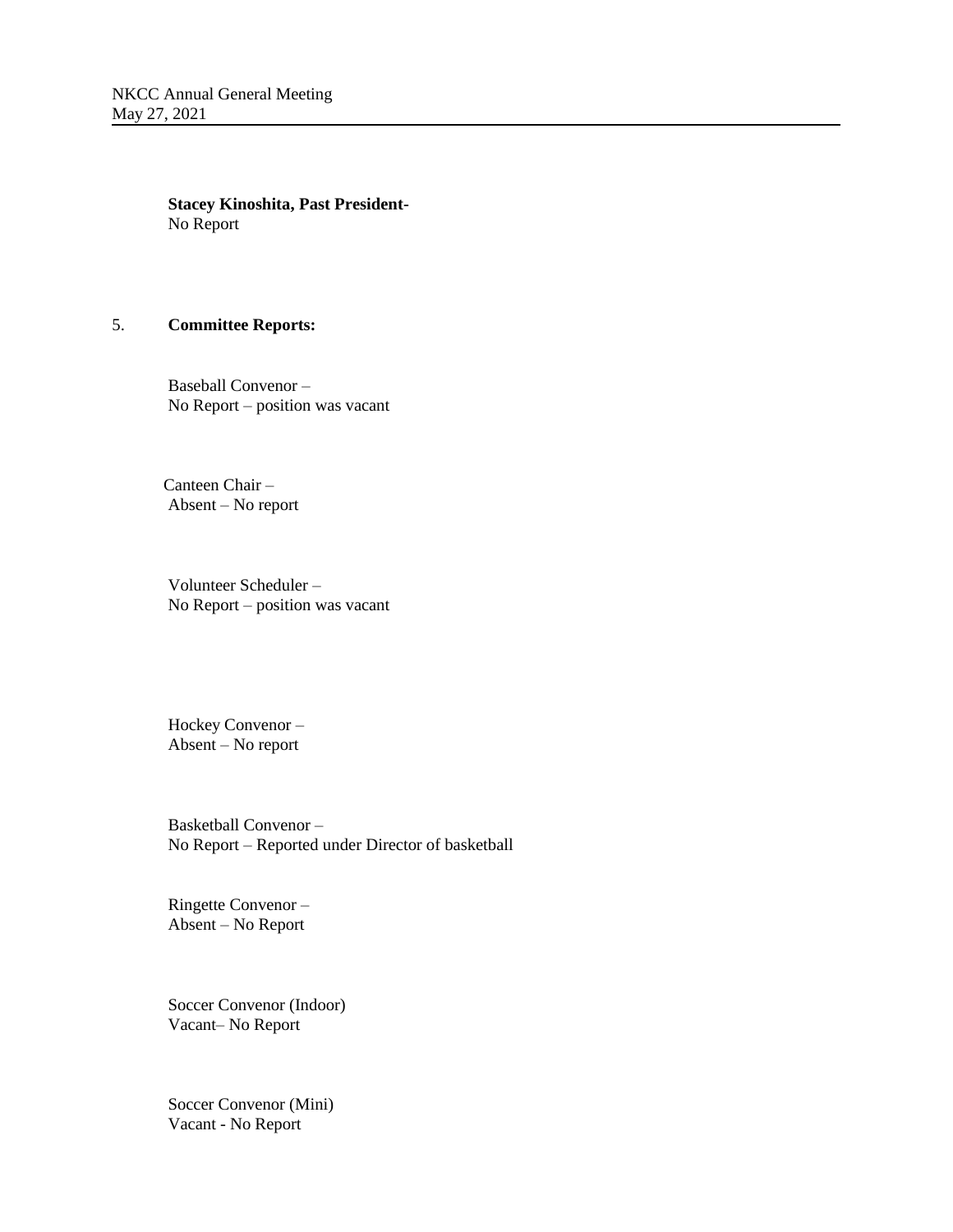**Stacey Kinoshita, Past President-**
No Report

5. **Committee Reports:**

Baseball Convenor –
No Report – position was vacant

Canteen Chair –
Absent – No report

Volunteer Scheduler –
No Report – position was vacant

Hockey Convenor –
Absent – No report

Basketball Convenor –
No Report – Reported under Director of basketball

Ringette Convenor –
Absent – No Report

Soccer Convenor (Indoor)
Vacant– No Report

Soccer Convenor (Mini)
Vacant - No Report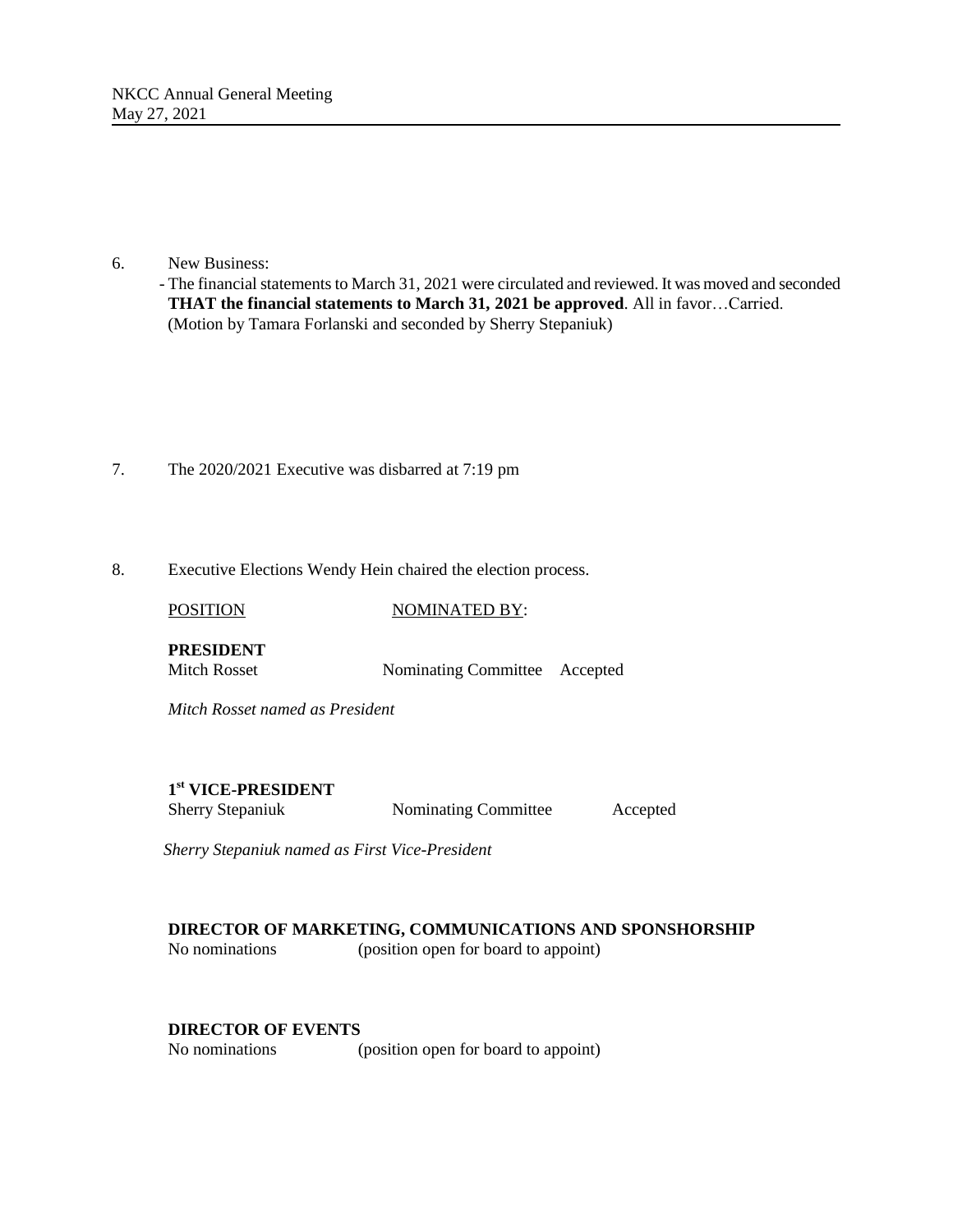6. New Business:
   - The financial statements to March 31, 2021 were circulated and reviewed. It was moved and seconded **THAT the financial statements to March 31, 2021 be approved**. All in favor…Carried. (Motion by Tamara Forlanski and seconded by Sherry Stepaniuk)

7. The 2020/2021 Executive was disbarred at 7:19 pm

8. Executive Elections Wendy Hein chaired the election process.

| POSITION | NOMINATED BY: | |
|---|---|---|
| **PRESIDENT** | | |
| Mitch Rosset | Nominating Committee | Accepted |

*Mitch Rosset named as President*

| | | |
|---|---|---|
| **1st VICE-PRESIDENT** | | |
| Sherry Stepaniuk | Nominating Committee | Accepted |

*Sherry Stepaniuk named as First Vice-President*

**DIRECTOR OF MARKETING, COMMUNICATIONS AND SPONSHORSHIP**

No nominations (position open for board to appoint)

**DIRECTOR OF EVENTS**

No nominations (position open for board to appoint)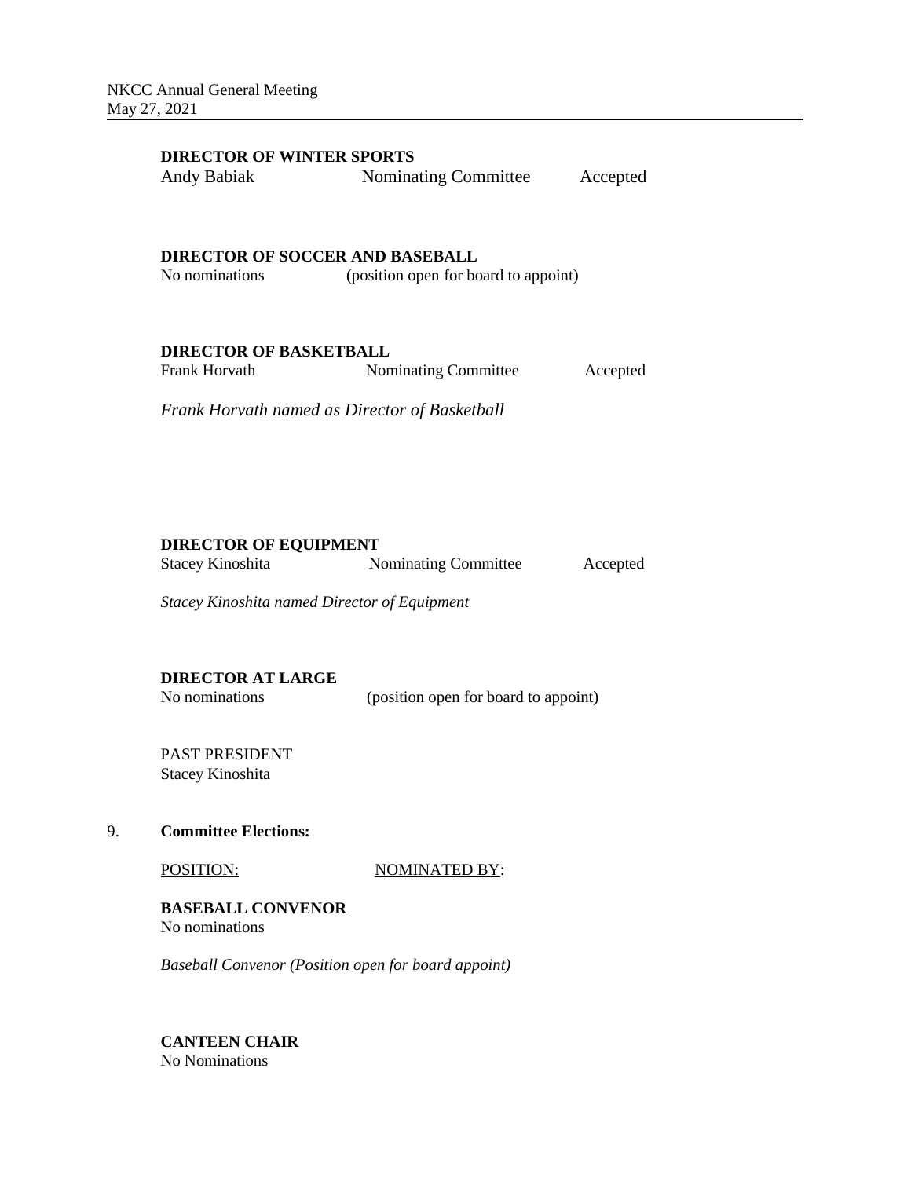**DIRECTOR OF WINTER SPORTS**

| | | |
|---|---|---|
| Andy Babiak | Nominating Committee | Accepted |

**DIRECTOR OF SOCCER AND BASEBALL**

No nominations (position open for board to appoint)

**DIRECTOR OF BASKETBALL**

| | | |
|---|---|---|
| Frank Horvath | Nominating Committee | Accepted |

*Frank Horvath named as Director of Basketball*

**DIRECTOR OF EQUIPMENT**

| | | |
|---|---|---|
| Stacey Kinoshita | Nominating Committee | Accepted |

*Stacey Kinoshita named Director of Equipment*

**DIRECTOR AT LARGE**

No nominations (position open for board to appoint)

PAST PRESIDENT
Stacey Kinoshita

9. **Committee Elections:**

POSITION: NOMINATED BY:

**BASEBALL CONVENOR**
No nominations

*Baseball Convenor (Position open for board appoint)*

**CANTEEN CHAIR**
No Nominations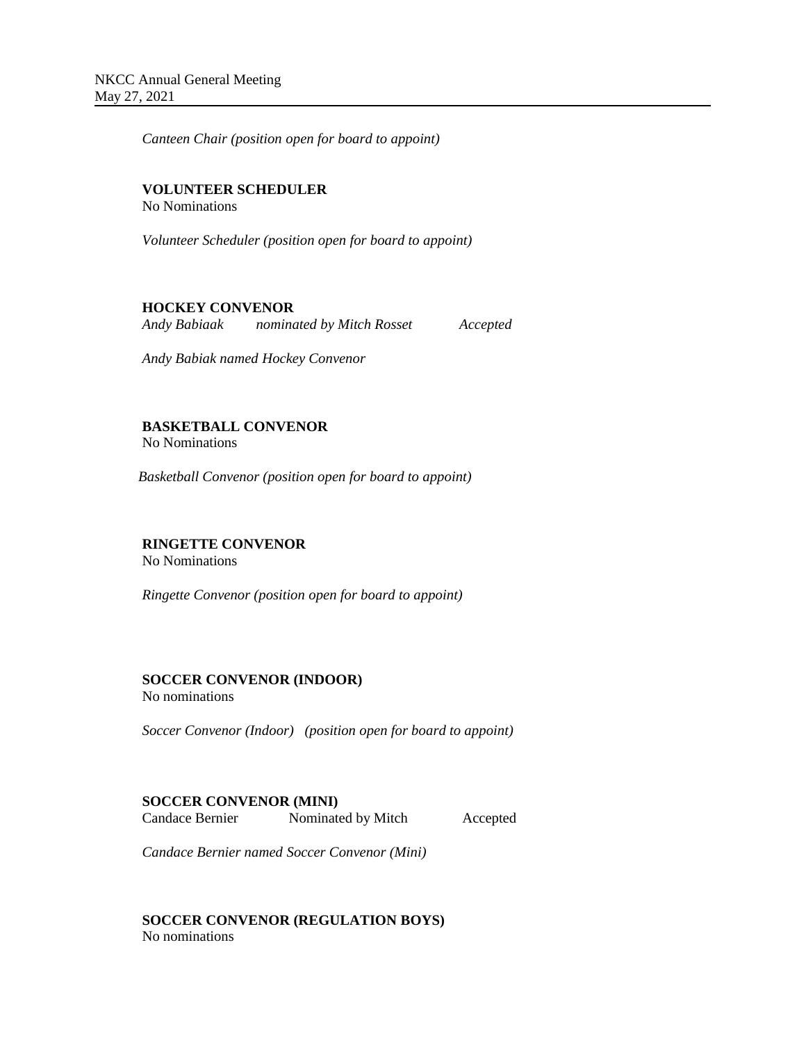*Canteen Chair (position open for board to appoint)*

**VOLUNTEER SCHEDULER**

No Nominations

*Volunteer Scheduler (position open for board to appoint)*

**HOCKEY CONVENOR**

*Andy Babiaak nominated by Mitch Rosset Accepted*

*Andy Babiak named Hockey Convenor*

**BASKETBALL CONVENOR**

No Nominations

*Basketball Convenor (position open for board to appoint)*

**RINGETTE CONVENOR**

No Nominations

*Ringette Convenor (position open for board to appoint)*

**SOCCER CONVENOR (INDOOR)**

No nominations

*Soccer Convenor (Indoor) (position open for board to appoint)*

**SOCCER CONVENOR (MINI)**

Candace Bernier Nominated by Mitch Accepted

*Candace Bernier named Soccer Convenor (Mini)*

**SOCCER CONVENOR (REGULATION BOYS)**

No nominations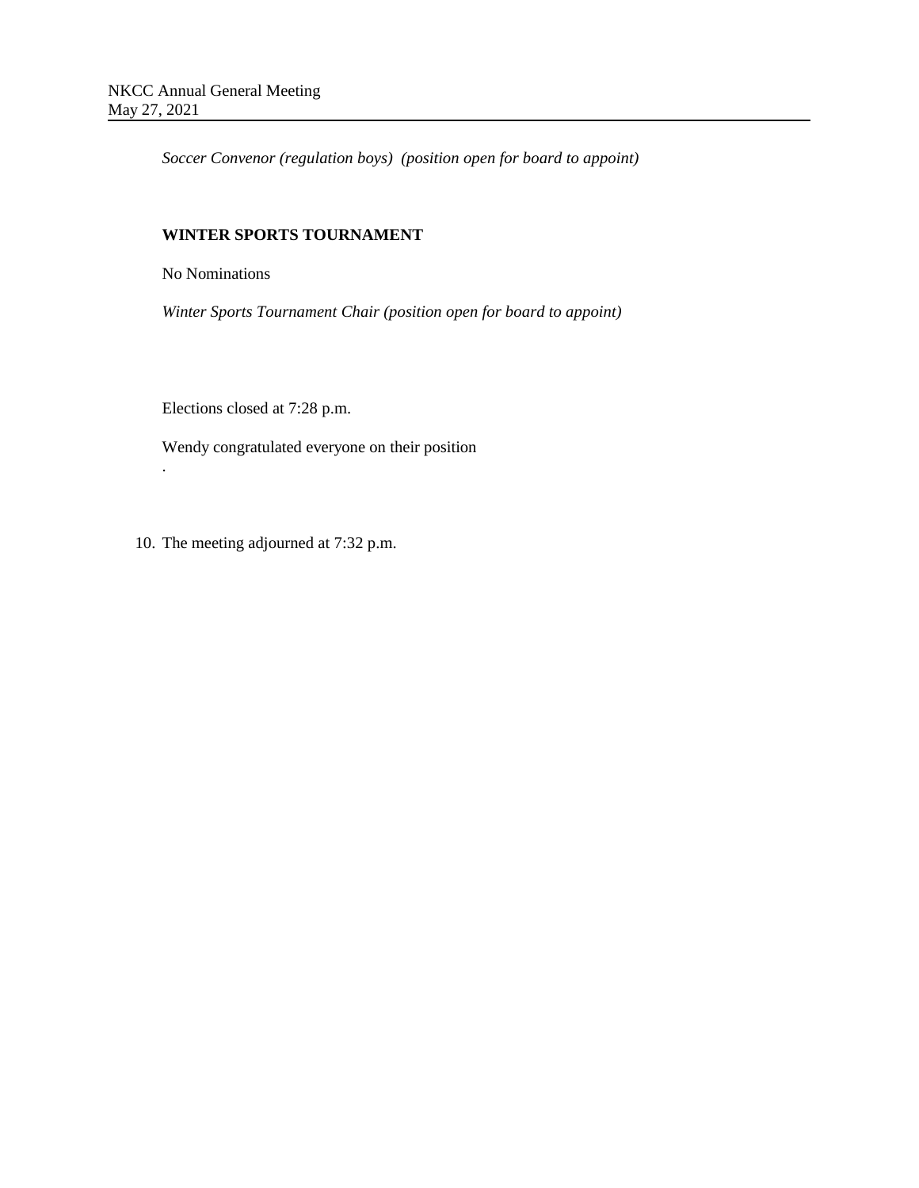*Soccer Convenor (regulation boys) (position open for board to appoint)*

**WINTER SPORTS TOURNAMENT**

No Nominations

*Winter Sports Tournament Chair (position open for board to appoint)*

Elections closed at 7:28 p.m.

Wendy congratulated everyone on their position

.

10. The meeting adjourned at 7:32 p.m.